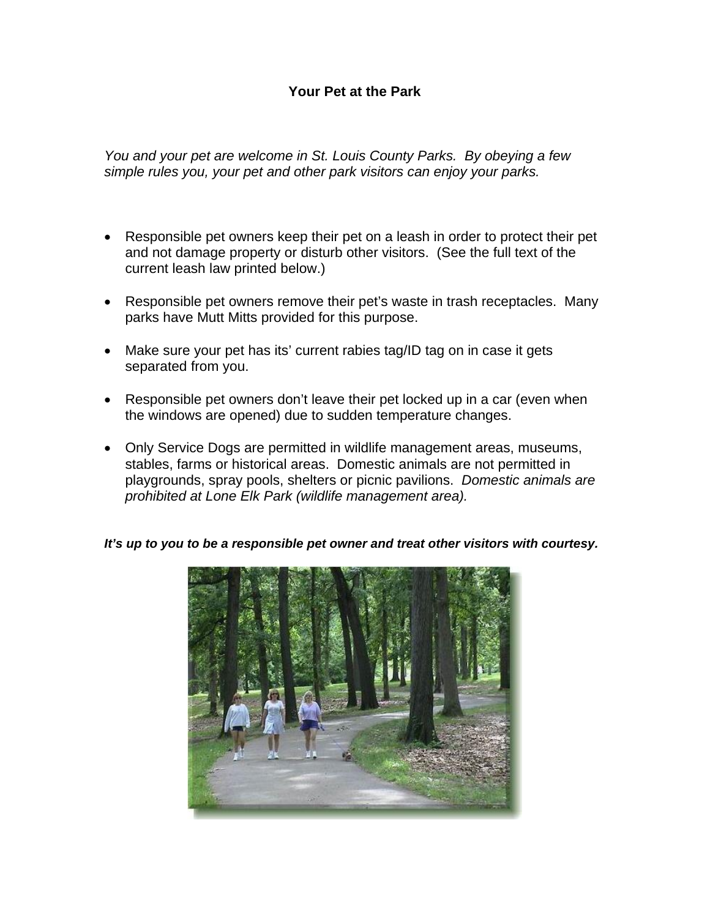# Your Pet at the Park

*You and your pet are welcome in St. Louis County Parks. By obeying a few simple rules you, your pet and other park visitors can enjoy your parks.*

- Responsible pet owners keep their pet on a leash in order to protect their pet and not damage property or disturb other visitors. (See the full text of the current leash law printed below.)
- Responsible pet owners remove their pet's waste in trash receptacles. Many parks have Mutt Mitts provided for this purpose.
- Make sure your pet has its' current rabies tag/ID tag on in case it gets separated from you.
- Responsible pet owners don't leave their pet locked up in a car (even when the windows are opened) due to sudden temperature changes.
- Only Service Dogs are permitted in wildlife management areas, museums, stables, farms or historical areas. Domestic animals are not permitted in playgrounds, spray pools, shelters or picnic pavilions. *Domestic animals are prohibited at Lone Elk Park (wildlife management area).*

***It's up to you to be a responsible pet owner and treat other visitors with courtesy.***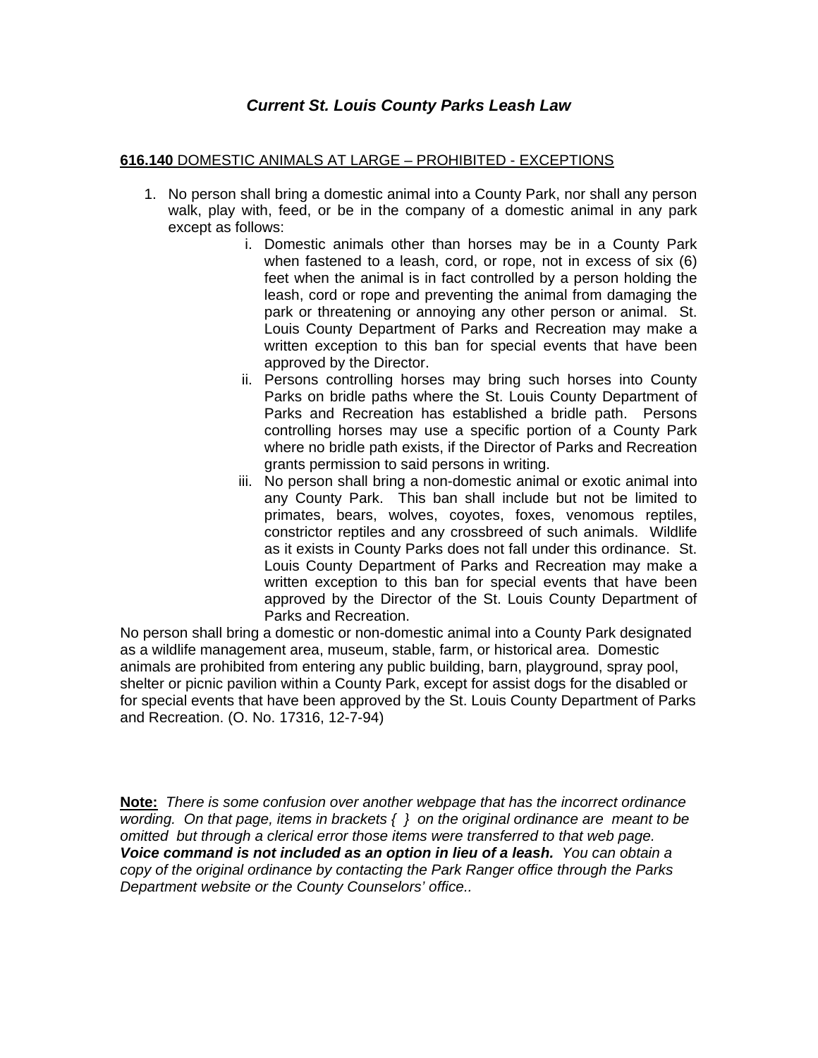# *Current St. Louis County Parks Leash Law*

**616.140** DOMESTIC ANIMALS AT LARGE – PROHIBITED - EXCEPTIONS

1. No person shall bring a domestic animal into a County Park, nor shall any person walk, play with, feed, or be in the company of a domestic animal in any park except as follows:
   i. Domestic animals other than horses may be in a County Park when fastened to a leash, cord, or rope, not in excess of six (6) feet when the animal is in fact controlled by a person holding the leash, cord or rope and preventing the animal from damaging the park or threatening or annoying any other person or animal. St. Louis County Department of Parks and Recreation may make a written exception to this ban for special events that have been approved by the Director.
   ii. Persons controlling horses may bring such horses into County Parks on bridle paths where the St. Louis County Department of Parks and Recreation has established a bridle path. Persons controlling horses may use a specific portion of a County Park where no bridle path exists, if the Director of Parks and Recreation grants permission to said persons in writing.
   iii. No person shall bring a non-domestic animal or exotic animal into any County Park. This ban shall include but not be limited to primates, bears, wolves, coyotes, foxes, venomous reptiles, constrictor reptiles and any crossbreed of such animals. Wildlife as it exists in County Parks does not fall under this ordinance. St. Louis County Department of Parks and Recreation may make a written exception to this ban for special events that have been approved by the Director of the St. Louis County Department of Parks and Recreation.

No person shall bring a domestic or non-domestic animal into a County Park designated as a wildlife management area, museum, stable, farm, or historical area. Domestic animals are prohibited from entering any public building, barn, playground, spray pool, shelter or picnic pavilion within a County Park, except for assist dogs for the disabled or for special events that have been approved by the St. Louis County Department of Parks and Recreation. (O. No. 17316, 12-7-94)

**Note:** *There is some confusion over another webpage that has the incorrect ordinance wording. On that page, items in brackets { } on the original ordinance are meant to be omitted but through a clerical error those items were transferred to that web page.* ***Voice command is not included as an option in lieu of a leash.*** *You can obtain a copy of the original ordinance by contacting the Park Ranger office through the Parks Department website or the County Counselors' office..*